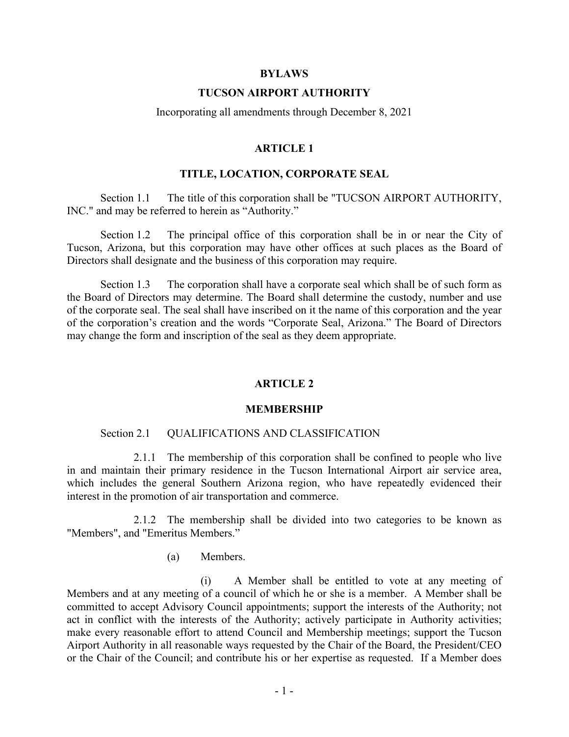# BYLAWS

# TUCSON AIRPORT AUTHORITY

Incorporating all amendments through December 8, 2021

## ARTICLE 1

## TITLE, LOCATION, CORPORATE SEAL

Section 1.1 The title of this corporation shall be "TUCSON AIRPORT AUTHORITY, INC." and may be referred to herein as "Authority."

Section 1.2 The principal office of this corporation shall be in or near the City of Tucson, Arizona, but this corporation may have other offices at such places as the Board of Directors shall designate and the business of this corporation may require.

Section 1.3 The corporation shall have a corporate seal which shall be of such form as the Board of Directors may determine. The Board shall determine the custody, number and use of the corporate seal. The seal shall have inscribed on it the name of this corporation and the year of the corporation's creation and the words "Corporate Seal, Arizona." The Board of Directors may change the form and inscription of the seal as they deem appropriate.

## ARTICLE 2

## MEMBERSHIP

Section 2.1 QUALIFICATIONS AND CLASSIFICATION

2.1.1 The membership of this corporation shall be confined to people who live in and maintain their primary residence in the Tucson International Airport air service area, which includes the general Southern Arizona region, who have repeatedly evidenced their interest in the promotion of air transportation and commerce.

2.1.2 The membership shall be divided into two categories to be known as "Members", and "Emeritus Members."

(a) Members.

(i) A Member shall be entitled to vote at any meeting of Members and at any meeting of a council of which he or she is a member. A Member shall be committed to accept Advisory Council appointments; support the interests of the Authority; not act in conflict with the interests of the Authority; actively participate in Authority activities; make every reasonable effort to attend Council and Membership meetings; support the Tucson Airport Authority in all reasonable ways requested by the Chair of the Board, the President/CEO or the Chair of the Council; and contribute his or her expertise as requested. If a Member does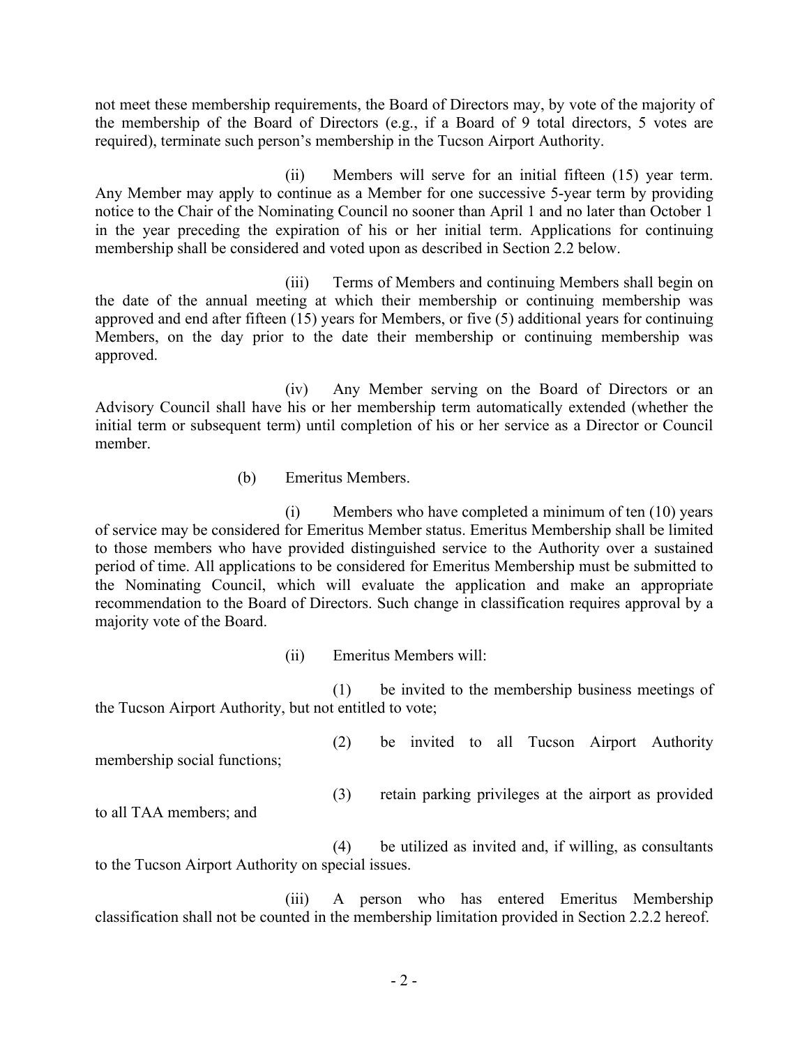not meet these membership requirements, the Board of Directors may, by vote of the majority of the membership of the Board of Directors (e.g., if a Board of 9 total directors, 5 votes are required), terminate such person's membership in the Tucson Airport Authority.

(ii) Members will serve for an initial fifteen (15) year term. Any Member may apply to continue as a Member for one successive 5-year term by providing notice to the Chair of the Nominating Council no sooner than April 1 and no later than October 1 in the year preceding the expiration of his or her initial term. Applications for continuing membership shall be considered and voted upon as described in Section 2.2 below.

(iii) Terms of Members and continuing Members shall begin on the date of the annual meeting at which their membership or continuing membership was approved and end after fifteen (15) years for Members, or five (5) additional years for continuing Members, on the day prior to the date their membership or continuing membership was approved.

(iv) Any Member serving on the Board of Directors or an Advisory Council shall have his or her membership term automatically extended (whether the initial term or subsequent term) until completion of his or her service as a Director or Council member.

(b) Emeritus Members.

(i) Members who have completed a minimum of ten (10) years of service may be considered for Emeritus Member status. Emeritus Membership shall be limited to those members who have provided distinguished service to the Authority over a sustained period of time. All applications to be considered for Emeritus Membership must be submitted to the Nominating Council, which will evaluate the application and make an appropriate recommendation to the Board of Directors. Such change in classification requires approval by a majority vote of the Board.

(ii) Emeritus Members will:

(1) be invited to the membership business meetings of the Tucson Airport Authority, but not entitled to vote;

(2) be invited to all Tucson Airport Authority membership social functions;

(3) retain parking privileges at the airport as provided to all TAA members; and

(4) be utilized as invited and, if willing, as consultants to the Tucson Airport Authority on special issues.

(iii) A person who has entered Emeritus Membership classification shall not be counted in the membership limitation provided in Section 2.2.2 hereof.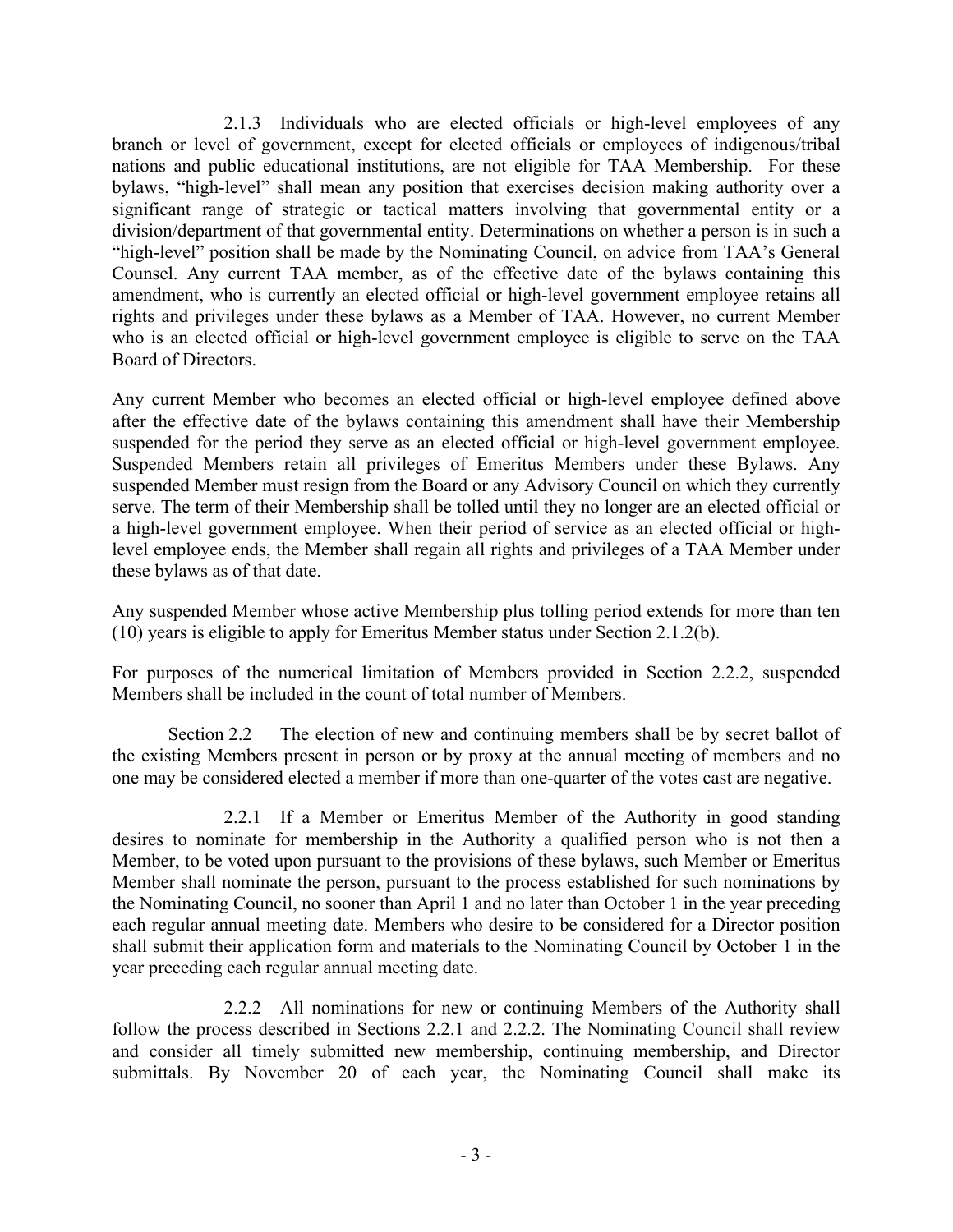2.1.3 Individuals who are elected officials or high-level employees of any branch or level of government, except for elected officials or employees of indigenous/tribal nations and public educational institutions, are not eligible for TAA Membership. For these bylaws, "high-level" shall mean any position that exercises decision making authority over a significant range of strategic or tactical matters involving that governmental entity or a division/department of that governmental entity. Determinations on whether a person is in such a "high-level" position shall be made by the Nominating Council, on advice from TAA's General Counsel. Any current TAA member, as of the effective date of the bylaws containing this amendment, who is currently an elected official or high-level government employee retains all rights and privileges under these bylaws as a Member of TAA. However, no current Member who is an elected official or high-level government employee is eligible to serve on the TAA Board of Directors.

Any current Member who becomes an elected official or high-level employee defined above after the effective date of the bylaws containing this amendment shall have their Membership suspended for the period they serve as an elected official or high-level government employee. Suspended Members retain all privileges of Emeritus Members under these Bylaws. Any suspended Member must resign from the Board or any Advisory Council on which they currently serve. The term of their Membership shall be tolled until they no longer are an elected official or a high-level government employee. When their period of service as an elected official or high-level employee ends, the Member shall regain all rights and privileges of a TAA Member under these bylaws as of that date.

Any suspended Member whose active Membership plus tolling period extends for more than ten (10) years is eligible to apply for Emeritus Member status under Section 2.1.2(b).

For purposes of the numerical limitation of Members provided in Section 2.2.2, suspended Members shall be included in the count of total number of Members.

Section 2.2 The election of new and continuing members shall be by secret ballot of the existing Members present in person or by proxy at the annual meeting of members and no one may be considered elected a member if more than one-quarter of the votes cast are negative.

2.2.1 If a Member or Emeritus Member of the Authority in good standing desires to nominate for membership in the Authority a qualified person who is not then a Member, to be voted upon pursuant to the provisions of these bylaws, such Member or Emeritus Member shall nominate the person, pursuant to the process established for such nominations by the Nominating Council, no sooner than April 1 and no later than October 1 in the year preceding each regular annual meeting date. Members who desire to be considered for a Director position shall submit their application form and materials to the Nominating Council by October 1 in the year preceding each regular annual meeting date.

2.2.2 All nominations for new or continuing Members of the Authority shall follow the process described in Sections 2.2.1 and 2.2.2. The Nominating Council shall review and consider all timely submitted new membership, continuing membership, and Director submittals. By November 20 of each year, the Nominating Council shall make its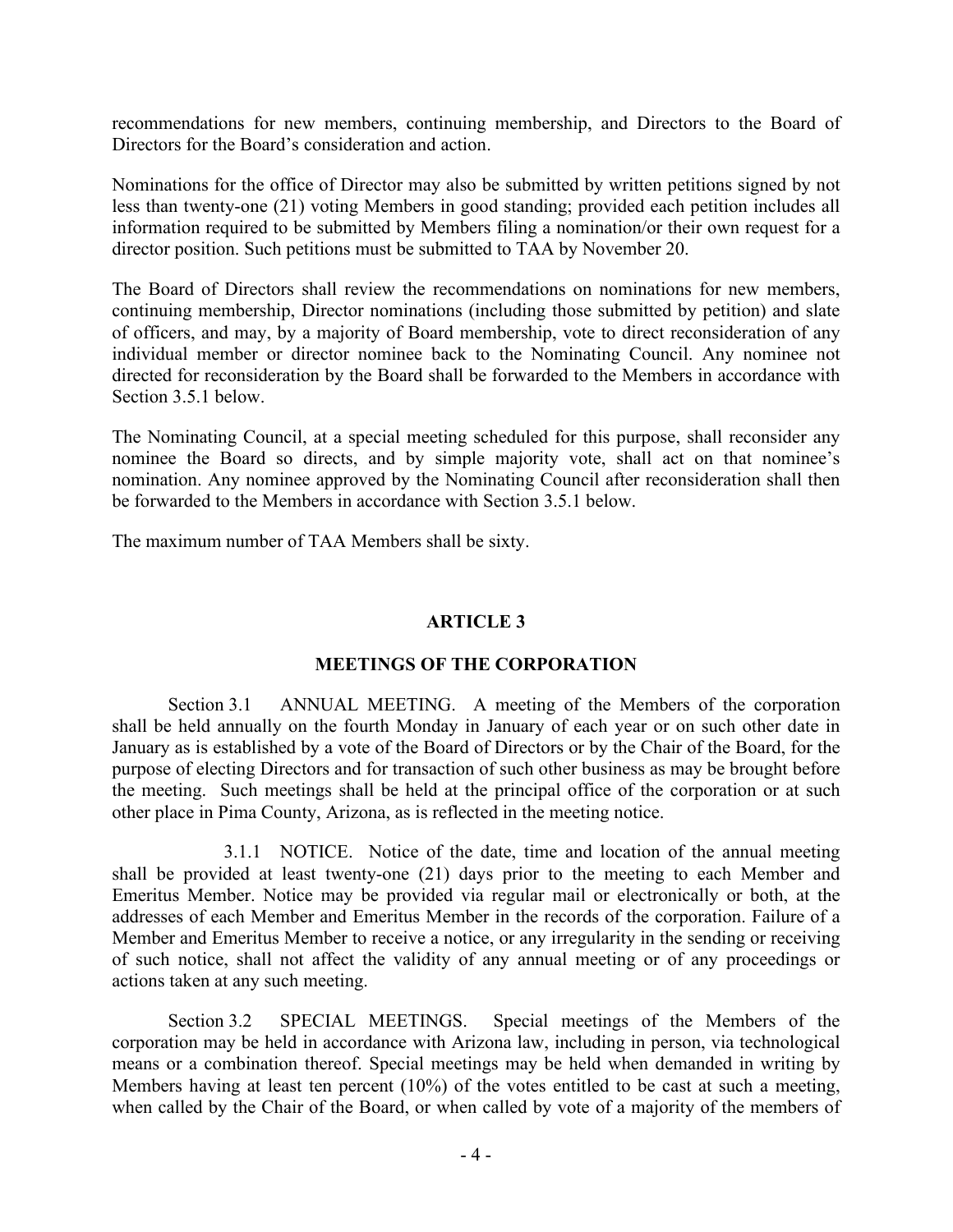recommendations for new members, continuing membership, and Directors to the Board of Directors for the Board's consideration and action.

Nominations for the office of Director may also be submitted by written petitions signed by not less than twenty-one (21) voting Members in good standing; provided each petition includes all information required to be submitted by Members filing a nomination/or their own request for a director position. Such petitions must be submitted to TAA by November 20.

The Board of Directors shall review the recommendations on nominations for new members, continuing membership, Director nominations (including those submitted by petition) and slate of officers, and may, by a majority of Board membership, vote to direct reconsideration of any individual member or director nominee back to the Nominating Council. Any nominee not directed for reconsideration by the Board shall be forwarded to the Members in accordance with Section 3.5.1 below.

The Nominating Council, at a special meeting scheduled for this purpose, shall reconsider any nominee the Board so directs, and by simple majority vote, shall act on that nominee's nomination. Any nominee approved by the Nominating Council after reconsideration shall then be forwarded to the Members in accordance with Section 3.5.1 below.

The maximum number of TAA Members shall be sixty.

## ARTICLE 3

## MEETINGS OF THE CORPORATION

Section 3.1 ANNUAL MEETING. A meeting of the Members of the corporation shall be held annually on the fourth Monday in January of each year or on such other date in January as is established by a vote of the Board of Directors or by the Chair of the Board, for the purpose of electing Directors and for transaction of such other business as may be brought before the meeting. Such meetings shall be held at the principal office of the corporation or at such other place in Pima County, Arizona, as is reflected in the meeting notice.

3.1.1 NOTICE. Notice of the date, time and location of the annual meeting shall be provided at least twenty-one (21) days prior to the meeting to each Member and Emeritus Member. Notice may be provided via regular mail or electronically or both, at the addresses of each Member and Emeritus Member in the records of the corporation. Failure of a Member and Emeritus Member to receive a notice, or any irregularity in the sending or receiving of such notice, shall not affect the validity of any annual meeting or of any proceedings or actions taken at any such meeting.

Section 3.2 SPECIAL MEETINGS. Special meetings of the Members of the corporation may be held in accordance with Arizona law, including in person, via technological means or a combination thereof. Special meetings may be held when demanded in writing by Members having at least ten percent (10%) of the votes entitled to be cast at such a meeting, when called by the Chair of the Board, or when called by vote of a majority of the members of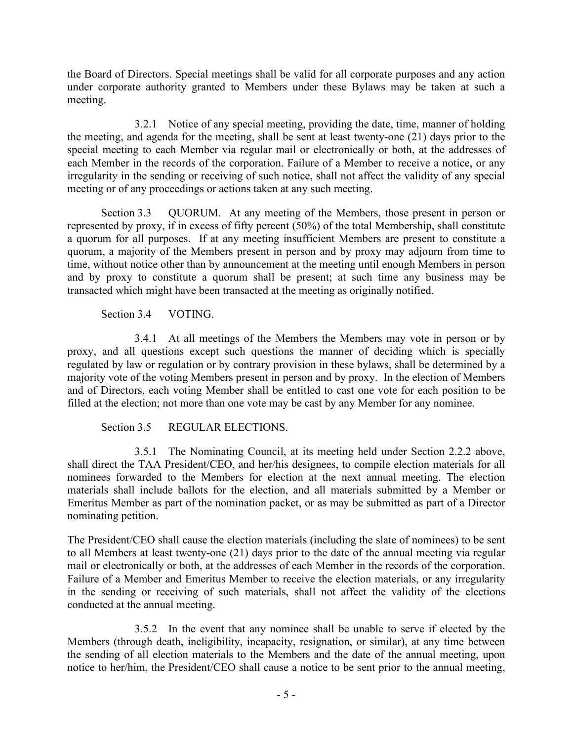the Board of Directors. Special meetings shall be valid for all corporate purposes and any action under corporate authority granted to Members under these Bylaws may be taken at such a meeting.

3.2.1 Notice of any special meeting, providing the date, time, manner of holding the meeting, and agenda for the meeting, shall be sent at least twenty-one (21) days prior to the special meeting to each Member via regular mail or electronically or both, at the addresses of each Member in the records of the corporation. Failure of a Member to receive a notice, or any irregularity in the sending or receiving of such notice, shall not affect the validity of any special meeting or of any proceedings or actions taken at any such meeting.

Section 3.3 QUORUM. At any meeting of the Members, those present in person or represented by proxy, if in excess of fifty percent (50%) of the total Membership, shall constitute a quorum for all purposes. If at any meeting insufficient Members are present to constitute a quorum, a majority of the Members present in person and by proxy may adjourn from time to time, without notice other than by announcement at the meeting until enough Members in person and by proxy to constitute a quorum shall be present; at such time any business may be transacted which might have been transacted at the meeting as originally notified.

Section 3.4 VOTING.

3.4.1 At all meetings of the Members the Members may vote in person or by proxy, and all questions except such questions the manner of deciding which is specially regulated by law or regulation or by contrary provision in these bylaws, shall be determined by a majority vote of the voting Members present in person and by proxy. In the election of Members and of Directors, each voting Member shall be entitled to cast one vote for each position to be filled at the election; not more than one vote may be cast by any Member for any nominee.

Section 3.5 REGULAR ELECTIONS.

3.5.1 The Nominating Council, at its meeting held under Section 2.2.2 above, shall direct the TAA President/CEO, and her/his designees, to compile election materials for all nominees forwarded to the Members for election at the next annual meeting. The election materials shall include ballots for the election, and all materials submitted by a Member or Emeritus Member as part of the nomination packet, or as may be submitted as part of a Director nominating petition.

The President/CEO shall cause the election materials (including the slate of nominees) to be sent to all Members at least twenty-one (21) days prior to the date of the annual meeting via regular mail or electronically or both, at the addresses of each Member in the records of the corporation. Failure of a Member and Emeritus Member to receive the election materials, or any irregularity in the sending or receiving of such materials, shall not affect the validity of the elections conducted at the annual meeting.

3.5.2 In the event that any nominee shall be unable to serve if elected by the Members (through death, ineligibility, incapacity, resignation, or similar), at any time between the sending of all election materials to the Members and the date of the annual meeting, upon notice to her/him, the President/CEO shall cause a notice to be sent prior to the annual meeting,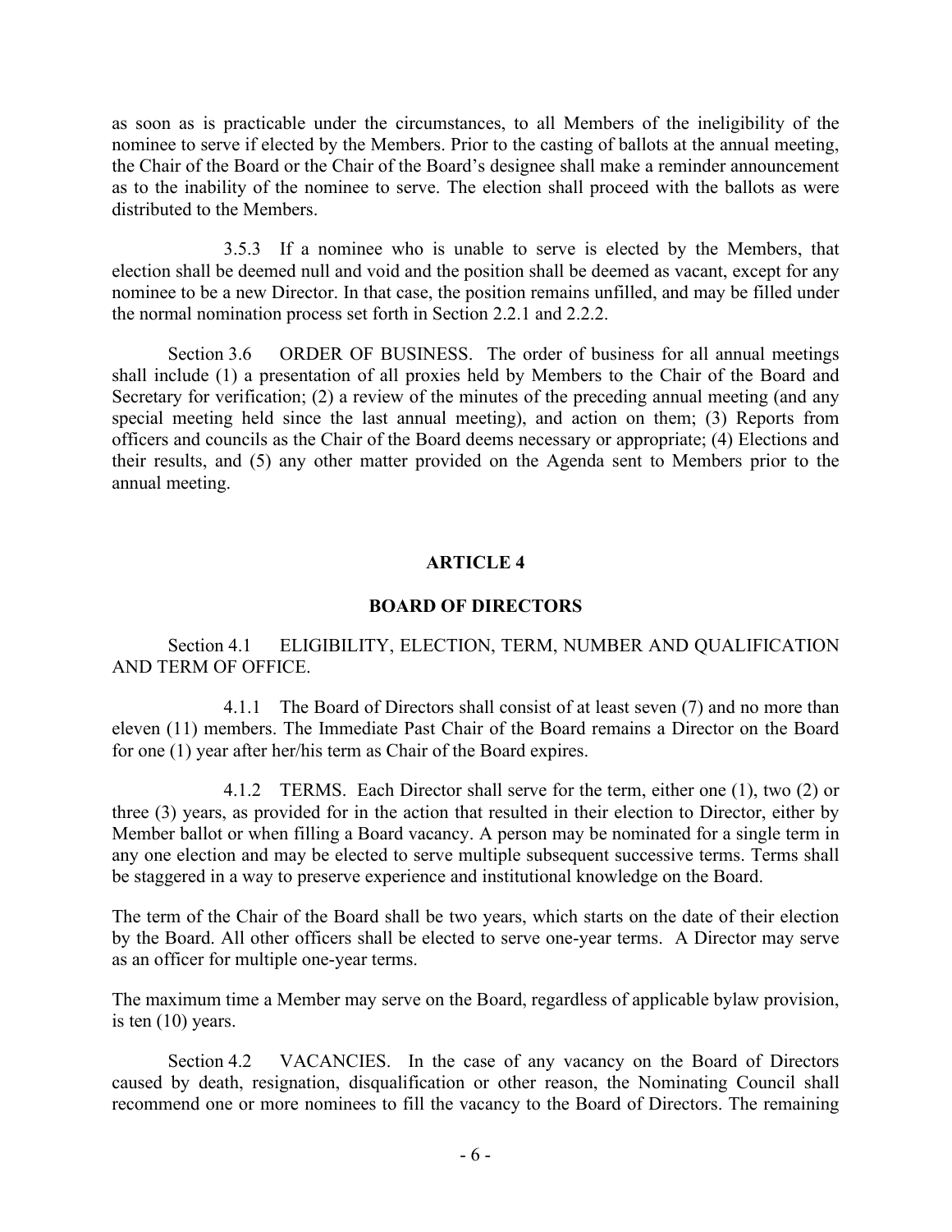as soon as is practicable under the circumstances, to all Members of the ineligibility of the nominee to serve if elected by the Members. Prior to the casting of ballots at the annual meeting, the Chair of the Board or the Chair of the Board's designee shall make a reminder announcement as to the inability of the nominee to serve. The election shall proceed with the ballots as were distributed to the Members.

3.5.3 If a nominee who is unable to serve is elected by the Members, that election shall be deemed null and void and the position shall be deemed as vacant, except for any nominee to be a new Director. In that case, the position remains unfilled, and may be filled under the normal nomination process set forth in Section 2.2.1 and 2.2.2.

Section 3.6 ORDER OF BUSINESS. The order of business for all annual meetings shall include (1) a presentation of all proxies held by Members to the Chair of the Board and Secretary for verification; (2) a review of the minutes of the preceding annual meeting (and any special meeting held since the last annual meeting), and action on them; (3) Reports from officers and councils as the Chair of the Board deems necessary or appropriate; (4) Elections and their results, and (5) any other matter provided on the Agenda sent to Members prior to the annual meeting.

## ARTICLE 4

## BOARD OF DIRECTORS

Section 4.1 ELIGIBILITY, ELECTION, TERM, NUMBER AND QUALIFICATION AND TERM OF OFFICE.

4.1.1 The Board of Directors shall consist of at least seven (7) and no more than eleven (11) members. The Immediate Past Chair of the Board remains a Director on the Board for one (1) year after her/his term as Chair of the Board expires.

4.1.2 TERMS. Each Director shall serve for the term, either one (1), two (2) or three (3) years, as provided for in the action that resulted in their election to Director, either by Member ballot or when filling a Board vacancy. A person may be nominated for a single term in any one election and may be elected to serve multiple subsequent successive terms. Terms shall be staggered in a way to preserve experience and institutional knowledge on the Board.

The term of the Chair of the Board shall be two years, which starts on the date of their election by the Board. All other officers shall be elected to serve one-year terms. A Director may serve as an officer for multiple one-year terms.

The maximum time a Member may serve on the Board, regardless of applicable bylaw provision, is ten (10) years.

Section 4.2 VACANCIES. In the case of any vacancy on the Board of Directors caused by death, resignation, disqualification or other reason, the Nominating Council shall recommend one or more nominees to fill the vacancy to the Board of Directors. The remaining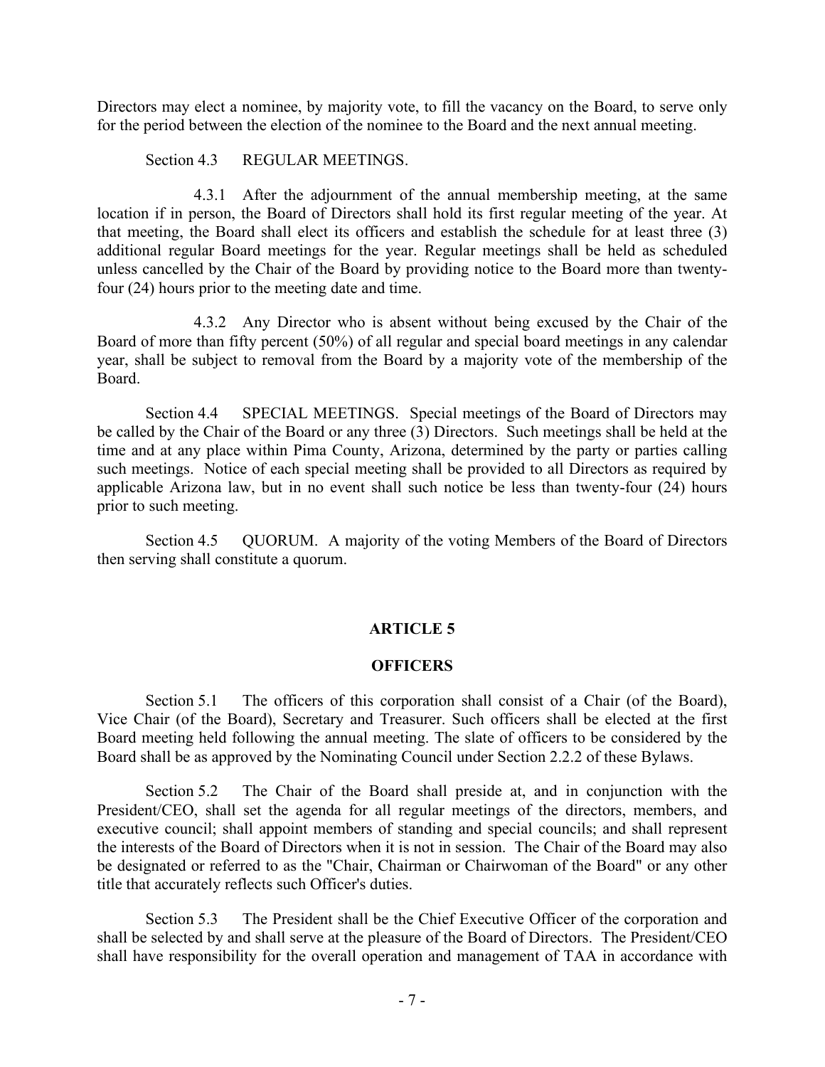Directors may elect a nominee, by majority vote, to fill the vacancy on the Board, to serve only for the period between the election of the nominee to the Board and the next annual meeting.

Section 4.3 REGULAR MEETINGS.

4.3.1 After the adjournment of the annual membership meeting, at the same location if in person, the Board of Directors shall hold its first regular meeting of the year. At that meeting, the Board shall elect its officers and establish the schedule for at least three (3) additional regular Board meetings for the year. Regular meetings shall be held as scheduled unless cancelled by the Chair of the Board by providing notice to the Board more than twenty-four (24) hours prior to the meeting date and time.

4.3.2 Any Director who is absent without being excused by the Chair of the Board of more than fifty percent (50%) of all regular and special board meetings in any calendar year, shall be subject to removal from the Board by a majority vote of the membership of the Board.

Section 4.4 SPECIAL MEETINGS. Special meetings of the Board of Directors may be called by the Chair of the Board or any three (3) Directors. Such meetings shall be held at the time and at any place within Pima County, Arizona, determined by the party or parties calling such meetings. Notice of each special meeting shall be provided to all Directors as required by applicable Arizona law, but in no event shall such notice be less than twenty-four (24) hours prior to such meeting.

Section 4.5 QUORUM. A majority of the voting Members of the Board of Directors then serving shall constitute a quorum.

## ARTICLE 5

## OFFICERS

Section 5.1 The officers of this corporation shall consist of a Chair (of the Board), Vice Chair (of the Board), Secretary and Treasurer. Such officers shall be elected at the first Board meeting held following the annual meeting. The slate of officers to be considered by the Board shall be as approved by the Nominating Council under Section 2.2.2 of these Bylaws.

Section 5.2 The Chair of the Board shall preside at, and in conjunction with the President/CEO, shall set the agenda for all regular meetings of the directors, members, and executive council; shall appoint members of standing and special councils; and shall represent the interests of the Board of Directors when it is not in session. The Chair of the Board may also be designated or referred to as the "Chair, Chairman or Chairwoman of the Board" or any other title that accurately reflects such Officer's duties.

Section 5.3 The President shall be the Chief Executive Officer of the corporation and shall be selected by and shall serve at the pleasure of the Board of Directors. The President/CEO shall have responsibility for the overall operation and management of TAA in accordance with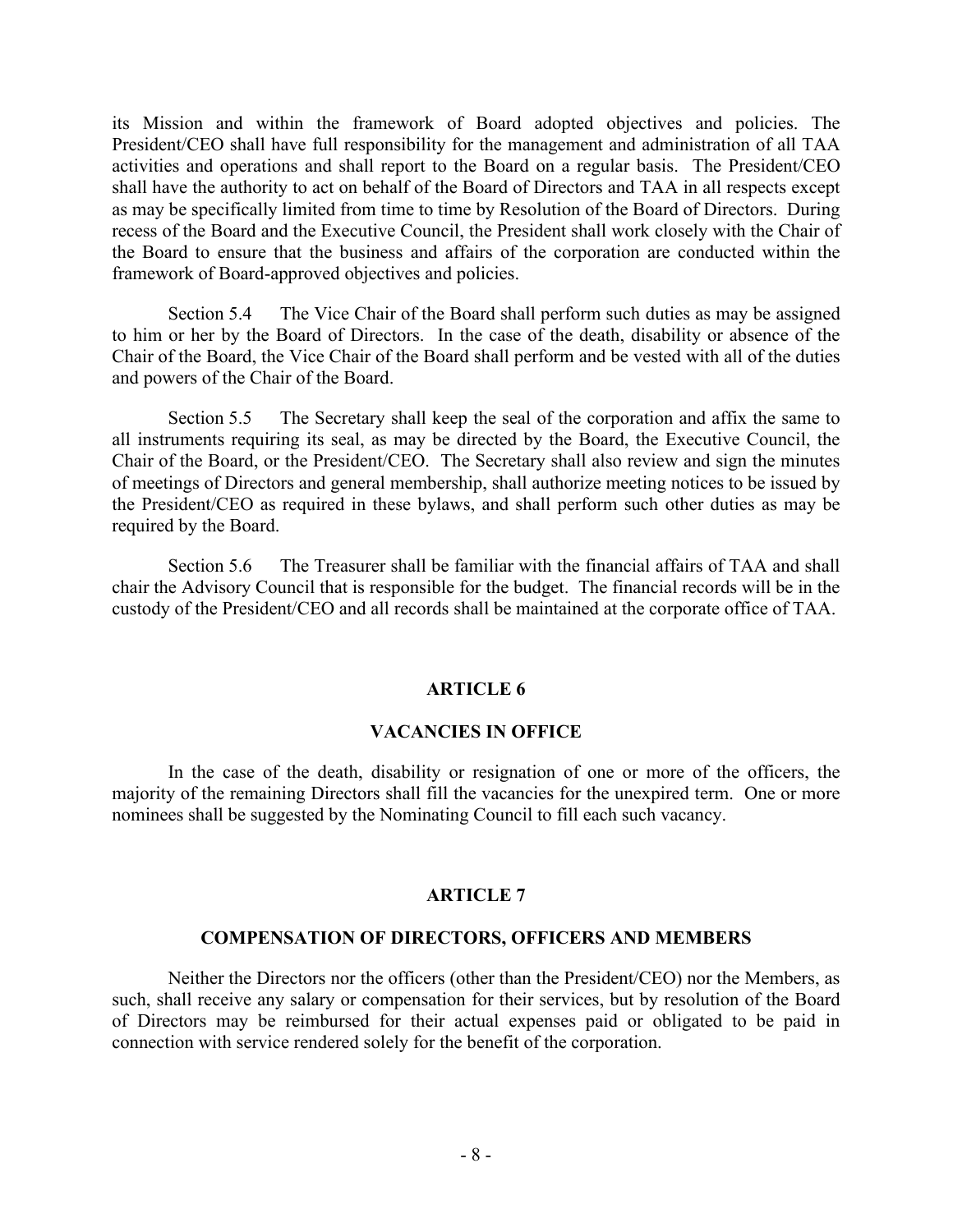its Mission and within the framework of Board adopted objectives and policies. The President/CEO shall have full responsibility for the management and administration of all TAA activities and operations and shall report to the Board on a regular basis. The President/CEO shall have the authority to act on behalf of the Board of Directors and TAA in all respects except as may be specifically limited from time to time by Resolution of the Board of Directors. During recess of the Board and the Executive Council, the President shall work closely with the Chair of the Board to ensure that the business and affairs of the corporation are conducted within the framework of Board-approved objectives and policies.

Section 5.4 The Vice Chair of the Board shall perform such duties as may be assigned to him or her by the Board of Directors. In the case of the death, disability or absence of the Chair of the Board, the Vice Chair of the Board shall perform and be vested with all of the duties and powers of the Chair of the Board.

Section 5.5 The Secretary shall keep the seal of the corporation and affix the same to all instruments requiring its seal, as may be directed by the Board, the Executive Council, the Chair of the Board, or the President/CEO. The Secretary shall also review and sign the minutes of meetings of Directors and general membership, shall authorize meeting notices to be issued by the President/CEO as required in these bylaws, and shall perform such other duties as may be required by the Board.

Section 5.6 The Treasurer shall be familiar with the financial affairs of TAA and shall chair the Advisory Council that is responsible for the budget. The financial records will be in the custody of the President/CEO and all records shall be maintained at the corporate office of TAA.

## ARTICLE 6

## VACANCIES IN OFFICE

In the case of the death, disability or resignation of one or more of the officers, the majority of the remaining Directors shall fill the vacancies for the unexpired term. One or more nominees shall be suggested by the Nominating Council to fill each such vacancy.

## ARTICLE 7

## COMPENSATION OF DIRECTORS, OFFICERS AND MEMBERS

Neither the Directors nor the officers (other than the President/CEO) nor the Members, as such, shall receive any salary or compensation for their services, but by resolution of the Board of Directors may be reimbursed for their actual expenses paid or obligated to be paid in connection with service rendered solely for the benefit of the corporation.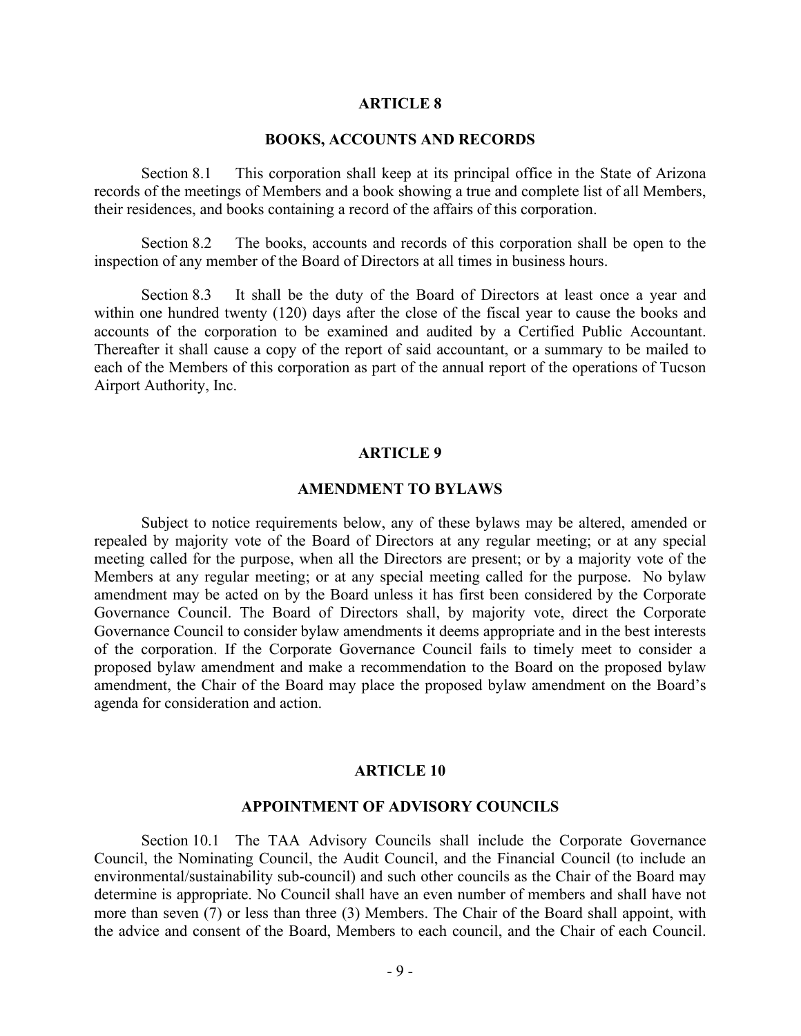## ARTICLE 8

## BOOKS, ACCOUNTS AND RECORDS

Section 8.1 This corporation shall keep at its principal office in the State of Arizona records of the meetings of Members and a book showing a true and complete list of all Members, their residences, and books containing a record of the affairs of this corporation.

Section 8.2 The books, accounts and records of this corporation shall be open to the inspection of any member of the Board of Directors at all times in business hours.

Section 8.3 It shall be the duty of the Board of Directors at least once a year and within one hundred twenty (120) days after the close of the fiscal year to cause the books and accounts of the corporation to be examined and audited by a Certified Public Accountant. Thereafter it shall cause a copy of the report of said accountant, or a summary to be mailed to each of the Members of this corporation as part of the annual report of the operations of Tucson Airport Authority, Inc.

## ARTICLE 9

## AMENDMENT TO BYLAWS

Subject to notice requirements below, any of these bylaws may be altered, amended or repealed by majority vote of the Board of Directors at any regular meeting; or at any special meeting called for the purpose, when all the Directors are present; or by a majority vote of the Members at any regular meeting; or at any special meeting called for the purpose. No bylaw amendment may be acted on by the Board unless it has first been considered by the Corporate Governance Council. The Board of Directors shall, by majority vote, direct the Corporate Governance Council to consider bylaw amendments it deems appropriate and in the best interests of the corporation. If the Corporate Governance Council fails to timely meet to consider a proposed bylaw amendment and make a recommendation to the Board on the proposed bylaw amendment, the Chair of the Board may place the proposed bylaw amendment on the Board's agenda for consideration and action.

## ARTICLE 10

## APPOINTMENT OF ADVISORY COUNCILS

Section 10.1 The TAA Advisory Councils shall include the Corporate Governance Council, the Nominating Council, the Audit Council, and the Financial Council (to include an environmental/sustainability sub-council) and such other councils as the Chair of the Board may determine is appropriate. No Council shall have an even number of members and shall have not more than seven (7) or less than three (3) Members. The Chair of the Board shall appoint, with the advice and consent of the Board, Members to each council, and the Chair of each Council.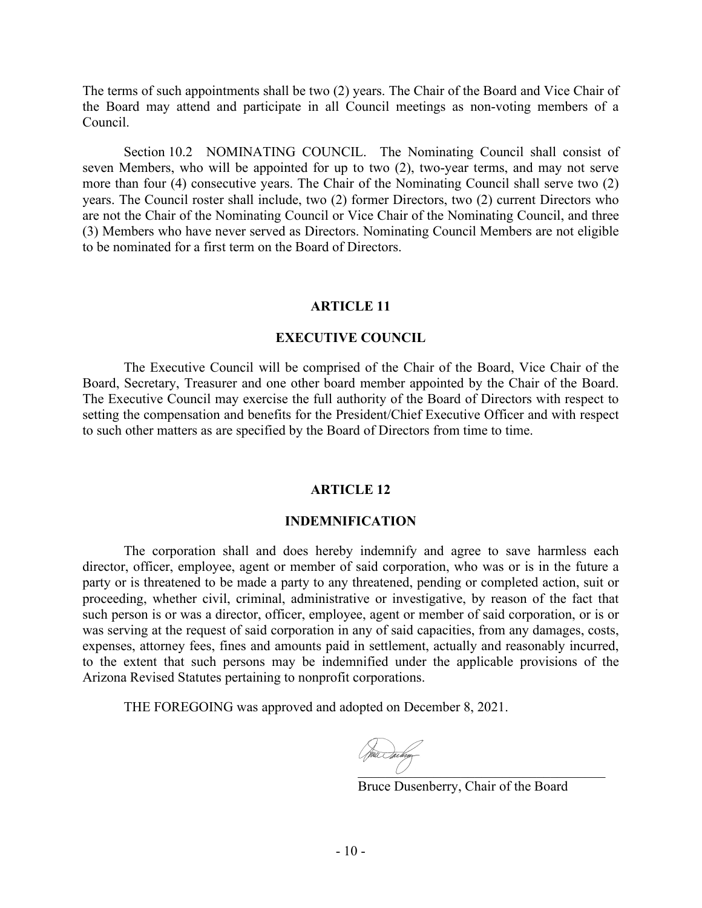The terms of such appointments shall be two (2) years. The Chair of the Board and Vice Chair of the Board may attend and participate in all Council meetings as non-voting members of a Council.

Section 10.2 NOMINATING COUNCIL. The Nominating Council shall consist of seven Members, who will be appointed for up to two (2), two-year terms, and may not serve more than four (4) consecutive years. The Chair of the Nominating Council shall serve two (2) years. The Council roster shall include, two (2) former Directors, two (2) current Directors who are not the Chair of the Nominating Council or Vice Chair of the Nominating Council, and three (3) Members who have never served as Directors. Nominating Council Members are not eligible to be nominated for a first term on the Board of Directors.

## ARTICLE 11

## EXECUTIVE COUNCIL

The Executive Council will be comprised of the Chair of the Board, Vice Chair of the Board, Secretary, Treasurer and one other board member appointed by the Chair of the Board. The Executive Council may exercise the full authority of the Board of Directors with respect to setting the compensation and benefits for the President/Chief Executive Officer and with respect to such other matters as are specified by the Board of Directors from time to time.

## ARTICLE 12

## INDEMNIFICATION

The corporation shall and does hereby indemnify and agree to save harmless each director, officer, employee, agent or member of said corporation, who was or is in the future a party or is threatened to be made a party to any threatened, pending or completed action, suit or proceeding, whether civil, criminal, administrative or investigative, by reason of the fact that such person is or was a director, officer, employee, agent or member of said corporation, or is or was serving at the request of said corporation in any of said capacities, from any damages, costs, expenses, attorney fees, fines and amounts paid in settlement, actually and reasonably incurred, to the extent that such persons may be indemnified under the applicable provisions of the Arizona Revised Statutes pertaining to nonprofit corporations.

THE FOREGOING was approved and adopted on December 8, 2021.

\_\_\_\_\_\_\_\_\_\_\_\_\_\_\_\_\_\_\_\_\_\_\_\_\_\_\_\_\_\_\_\_\_\_\_\_

Bruce Dusenberry, Chair of the Board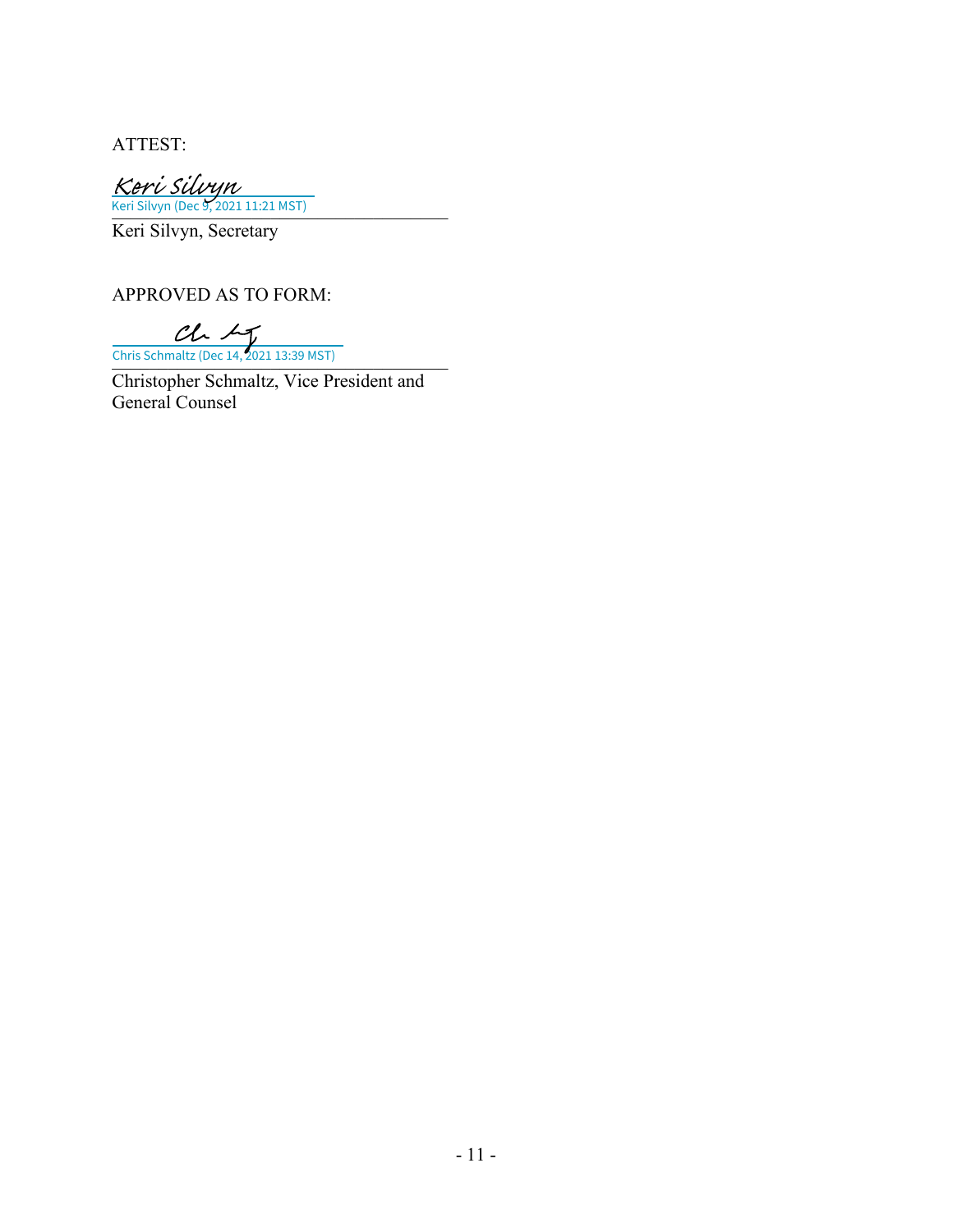ATTEST:

Keri Silvyn
Keri Silvyn (Dec 9, 2021 11:21 MST)

Keri Silvyn, Secretary

APPROVED AS TO FORM:

Chris Schmaltz (Dec 14, 2021 13:39 MST)

Christopher Schmaltz, Vice President and General Counsel